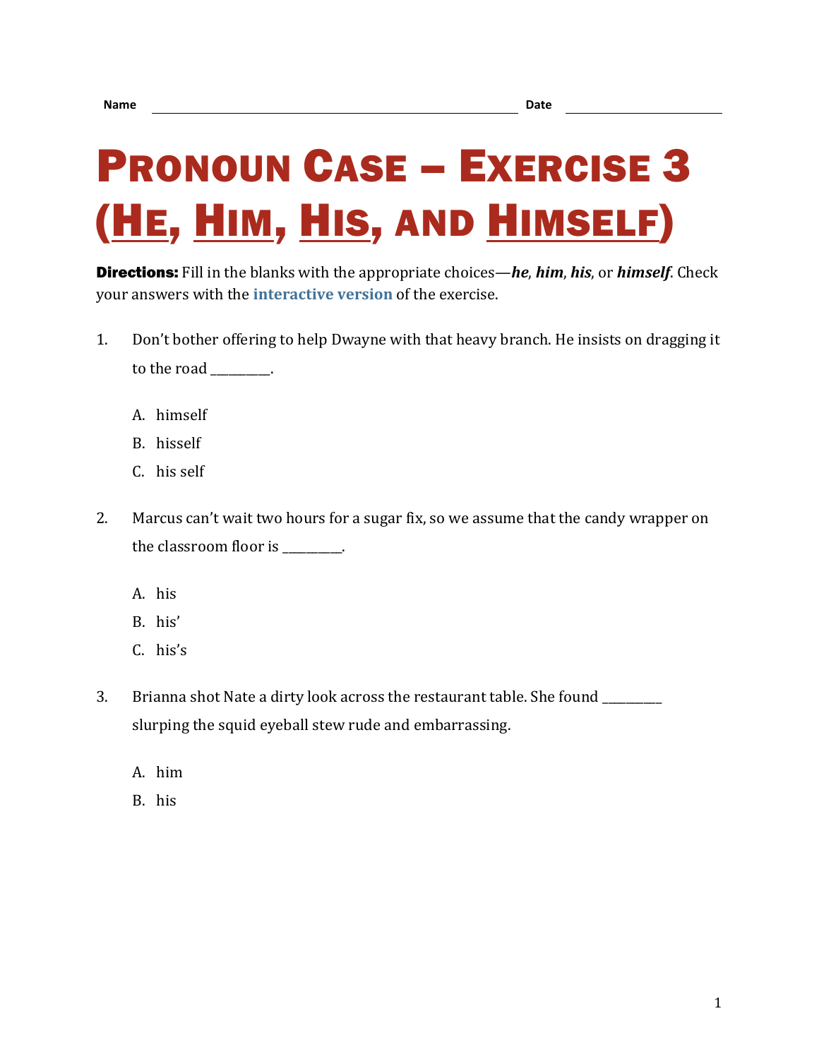Name ____________________ Date ____________

# Pronoun Case – Exercise 3 (He, Him, His, and Himself)

**Directions:** Fill in the blanks with the appropriate choices—***he***, ***him***, ***his***, or ***himself***. Check your answers with the **interactive version** of the exercise.

1. Don't bother offering to help Dwayne with that heavy branch. He insists on dragging it to the road _________.

   A. himself
   B. hisself
   C. his self

2. Marcus can't wait two hours for a sugar fix, so we assume that the candy wrapper on the classroom floor is _________.

   A. his
   B. his'
   C. his's

3. Brianna shot Nate a dirty look across the restaurant table. She found _________ slurping the squid eyeball stew rude and embarrassing.

   A. him
   B. his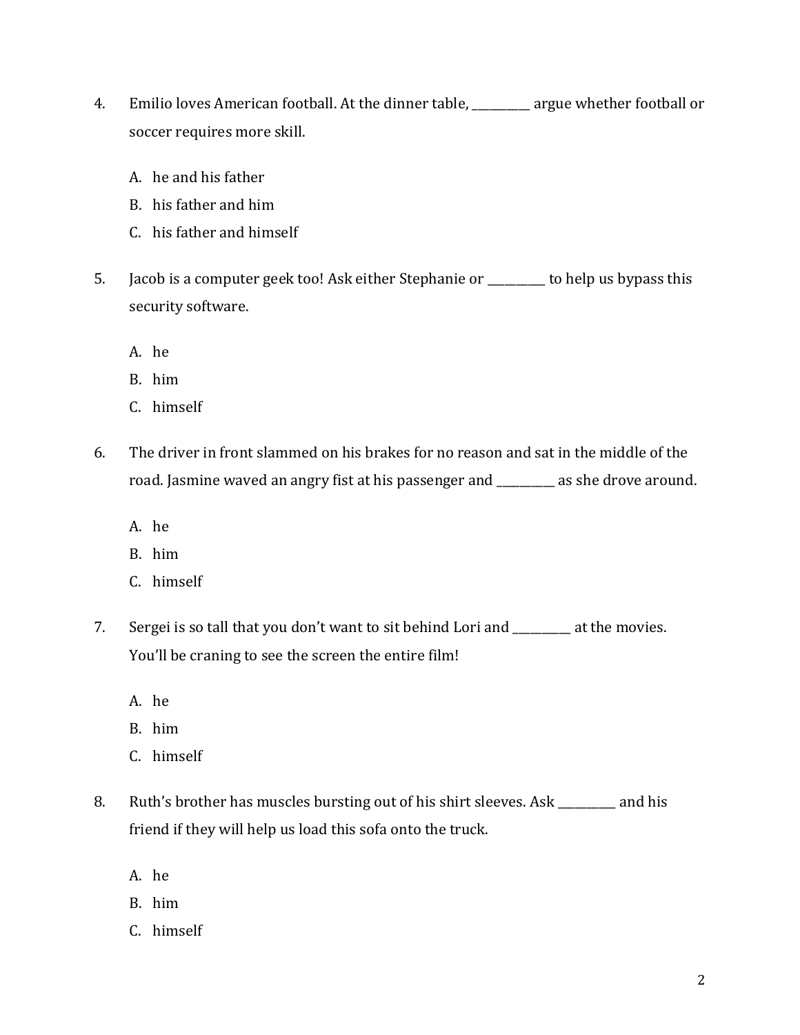4. Emilio loves American football. At the dinner table, __________ argue whether football or soccer requires more skill.

   A. he and his father
   B. his father and him
   C. his father and himself

5. Jacob is a computer geek too! Ask either Stephanie or __________ to help us bypass this security software.

   A. he
   B. him
   C. himself

6. The driver in front slammed on his brakes for no reason and sat in the middle of the road. Jasmine waved an angry fist at his passenger and __________ as she drove around.

   A. he
   B. him
   C. himself

7. Sergei is so tall that you don't want to sit behind Lori and __________ at the movies. You'll be craning to see the screen the entire film!

   A. he
   B. him
   C. himself

8. Ruth's brother has muscles bursting out of his shirt sleeves. Ask __________ and his friend if they will help us load this sofa onto the truck.

   A. he
   B. him
   C. himself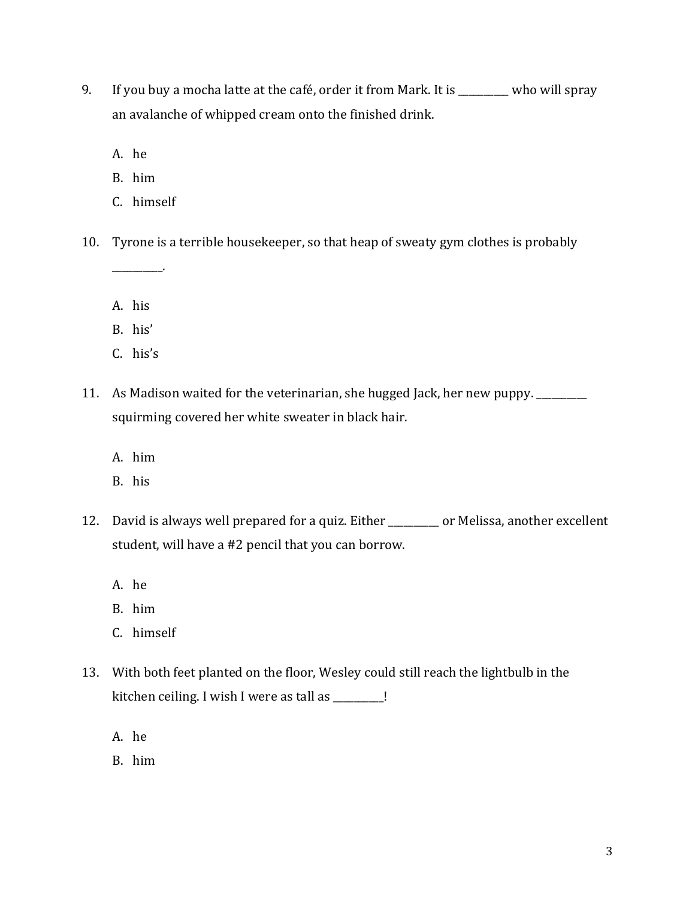9. If you buy a mocha latte at the café, order it from Mark. It is __________ who will spray an avalanche of whipped cream onto the finished drink.

   A. he
   B. him
   C. himself

10. Tyrone is a terrible housekeeper, so that heap of sweaty gym clothes is probably __________.

    A. his
    B. his'
    C. his's

11. As Madison waited for the veterinarian, she hugged Jack, her new puppy. __________ squirming covered her white sweater in black hair.

    A. him
    B. his

12. David is always well prepared for a quiz. Either __________ or Melissa, another excellent student, will have a #2 pencil that you can borrow.

    A. he
    B. him
    C. himself

13. With both feet planted on the floor, Wesley could still reach the lightbulb in the kitchen ceiling. I wish I were as tall as __________!

    A. he
    B. him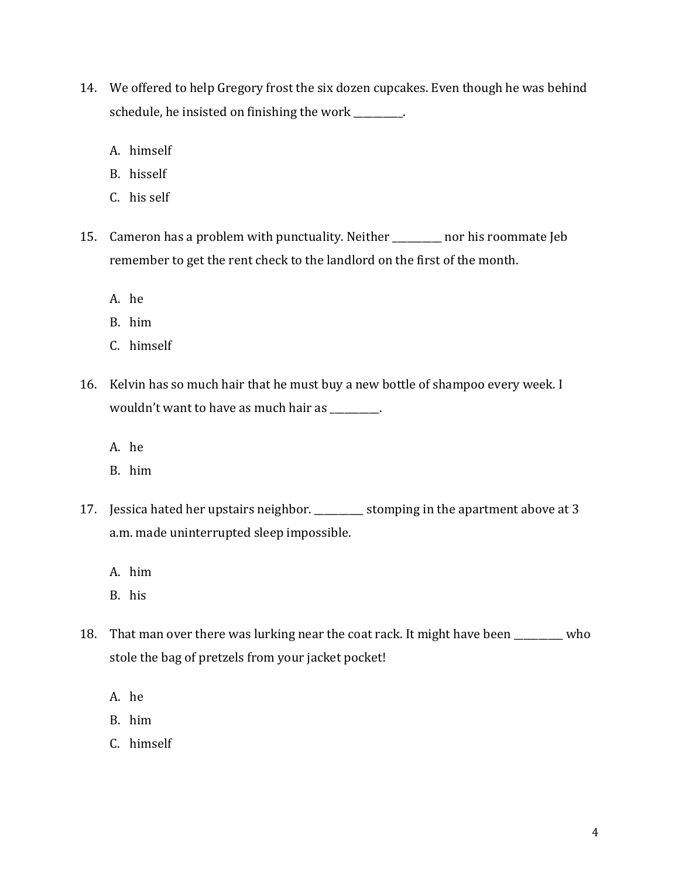14. We offered to help Gregory frost the six dozen cupcakes. Even though he was behind schedule, he insisted on finishing the work __________.

    A. himself
    B. hisself
    C. his self

15. Cameron has a problem with punctuality. Neither __________ nor his roommate Jeb remember to get the rent check to the landlord on the first of the month.

    A. he
    B. him
    C. himself

16. Kelvin has so much hair that he must buy a new bottle of shampoo every week. I wouldn't want to have as much hair as __________.

    A. he
    B. him

17. Jessica hated her upstairs neighbor. __________ stomping in the apartment above at 3 a.m. made uninterrupted sleep impossible.

    A. him
    B. his

18. That man over there was lurking near the coat rack. It might have been __________ who stole the bag of pretzels from your jacket pocket!

    A. he
    B. him
    C. himself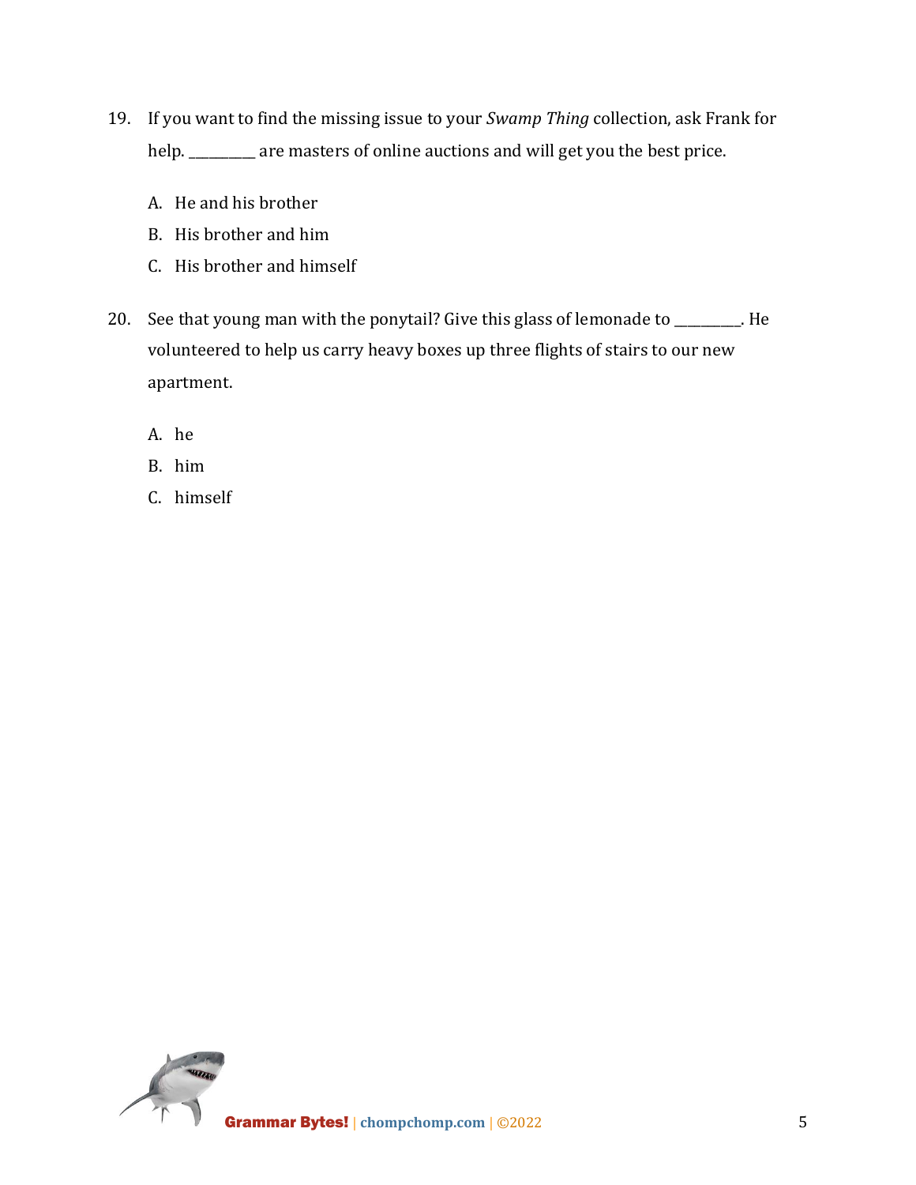19. If you want to find the missing issue to your *Swamp Thing* collection, ask Frank for help. __________ are masters of online auctions and will get you the best price.

    A. He and his brother
    B. His brother and him
    C. His brother and himself

20. See that young man with the ponytail? Give this glass of lemonade to __________. He volunteered to help us carry heavy boxes up three flights of stairs to our new apartment.

    A. he
    B. him
    C. himself